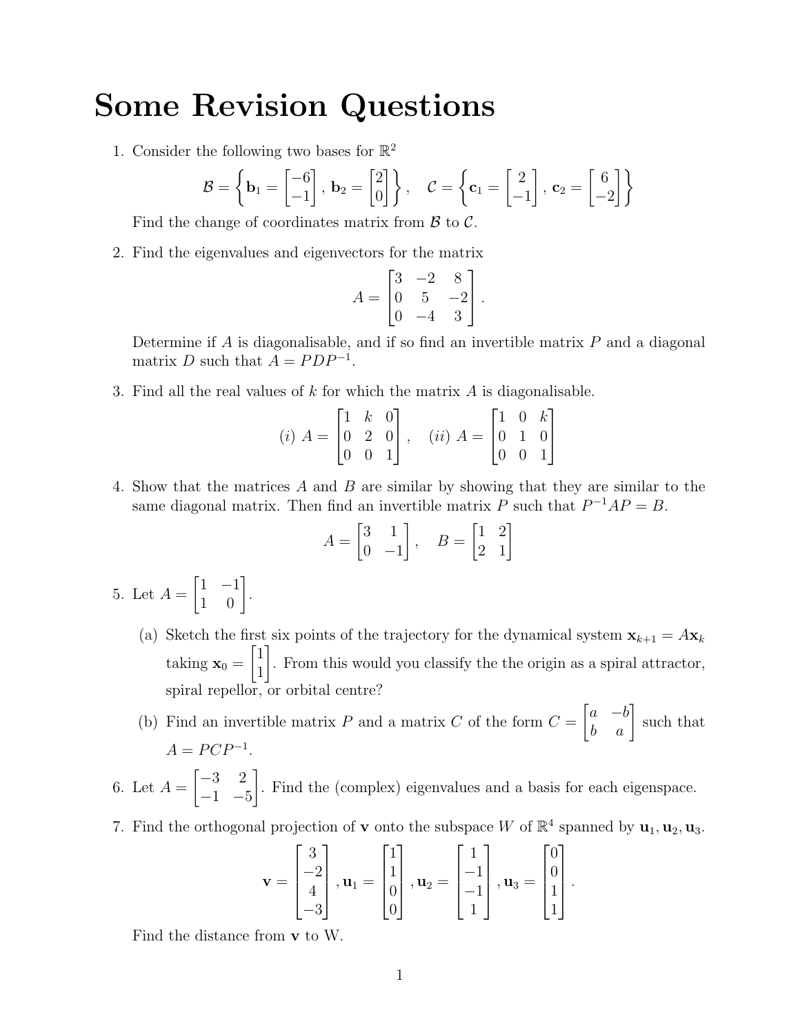# Some Revision Questions

1. Consider the following two bases for $\mathbb{R}^2$

$$\mathcal{B} = \left\{ \mathbf{b}_1 = \begin{bmatrix} -6 \\ -1 \end{bmatrix}, \mathbf{b}_2 = \begin{bmatrix} 2 \\ 0 \end{bmatrix} \right\}, \quad \mathcal{C} = \left\{ \mathbf{c}_1 = \begin{bmatrix} 2 \\ -1 \end{bmatrix}, \mathbf{c}_2 = \begin{bmatrix} 6 \\ -2 \end{bmatrix} \right\}$$

   Find the change of coordinates matrix from $\mathcal{B}$ to $\mathcal{C}$.

2. Find the eigenvalues and eigenvectors for the matrix

$$A = \begin{bmatrix} 3 & -2 & 8 \\ 0 & 5 & -2 \\ 0 & -4 & 3 \end{bmatrix}.$$

   Determine if $A$ is diagonalisable, and if so find an invertible matrix $P$ and a diagonal matrix $D$ such that $A = PDP^{-1}$.

3. Find all the real values of $k$ for which the matrix $A$ is diagonalisable.

$$(i)\ A = \begin{bmatrix} 1 & k & 0 \\ 0 & 2 & 0 \\ 0 & 0 & 1 \end{bmatrix}, \quad (ii)\ A = \begin{bmatrix} 1 & 0 & k \\ 0 & 1 & 0 \\ 0 & 0 & 1 \end{bmatrix}$$

4. Show that the matrices $A$ and $B$ are similar by showing that they are similar to the same diagonal matrix. Then find an invertible matrix $P$ such that $P^{-1}AP = B$.

$$A = \begin{bmatrix} 3 & 1 \\ 0 & -1 \end{bmatrix}, \quad B = \begin{bmatrix} 1 & 2 \\ 2 & 1 \end{bmatrix}$$

5. Let $A = \begin{bmatrix} 1 & -1 \\ 1 & 0 \end{bmatrix}$.

   (a) Sketch the first six points of the trajectory for the dynamical system $\mathbf{x}_{k+1} = A\mathbf{x}_k$ taking $\mathbf{x}_0 = \begin{bmatrix} 1 \\ 1 \end{bmatrix}$. From this would you classify the the origin as a spiral attractor, spiral repellor, or orbital centre?

   (b) Find an invertible matrix $P$ and a matrix $C$ of the form $C = \begin{bmatrix} a & -b \\ b & a \end{bmatrix}$ such that $A = PCP^{-1}$.

6. Let $A = \begin{bmatrix} -3 & 2 \\ -1 & -5 \end{bmatrix}$. Find the (complex) eigenvalues and a basis for each eigenspace.

7. Find the orthogonal projection of $\mathbf{v}$ onto the subspace $W$ of $\mathbb{R}^4$ spanned by $\mathbf{u}_1, \mathbf{u}_2, \mathbf{u}_3$.

$$\mathbf{v} = \begin{bmatrix} 3 \\ -2 \\ 4 \\ -3 \end{bmatrix}, \mathbf{u}_1 = \begin{bmatrix} 1 \\ 1 \\ 0 \\ 0 \end{bmatrix}, \mathbf{u}_2 = \begin{bmatrix} 1 \\ -1 \\ -1 \\ 1 \end{bmatrix}, \mathbf{u}_3 = \begin{bmatrix} 0 \\ 0 \\ 1 \\ 1 \end{bmatrix}.$$

   Find the distance from $\mathbf{v}$ to W.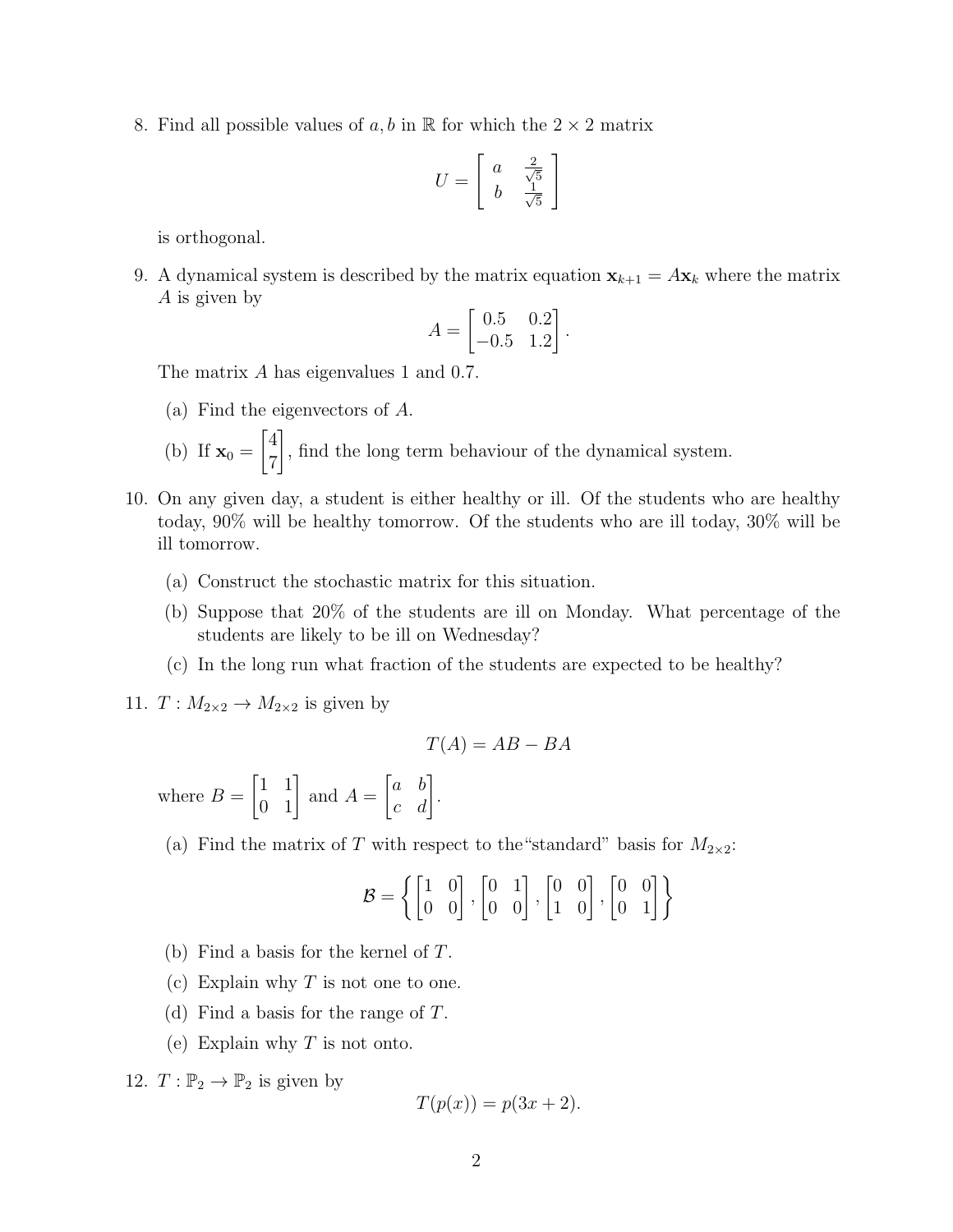8. Find all possible values of $a, b$ in $\mathbb{R}$ for which the $2 \times 2$ matrix

$$U = \begin{bmatrix} a & \frac{2}{\sqrt{5}} \\ b & \frac{1}{\sqrt{5}} \end{bmatrix}$$

is orthogonal.

9. A dynamical system is described by the matrix equation $\mathbf{x}_{k+1} = A\mathbf{x}_k$ where the matrix $A$ is given by

$$A = \begin{bmatrix} 0.5 & 0.2 \\ -0.5 & 1.2 \end{bmatrix}.$$

The matrix $A$ has eigenvalues 1 and 0.7.

   (a) Find the eigenvectors of $A$.

   (b) If $\mathbf{x}_0 = \begin{bmatrix} 4 \\ 7 \end{bmatrix}$, find the long term behaviour of the dynamical system.

10. On any given day, a student is either healthy or ill. Of the students who are healthy today, 90% will be healthy tomorrow. Of the students who are ill today, 30% will be ill tomorrow.

   (a) Construct the stochastic matrix for this situation.

   (b) Suppose that 20% of the students are ill on Monday. What percentage of the students are likely to be ill on Wednesday?

   (c) In the long run what fraction of the students are expected to be healthy?

11. $T : M_{2\times 2} \to M_{2\times 2}$ is given by

$$T(A) = AB - BA$$

where $B = \begin{bmatrix} 1 & 1 \\ 0 & 1 \end{bmatrix}$ and $A = \begin{bmatrix} a & b \\ c & d \end{bmatrix}$.

   (a) Find the matrix of $T$ with respect to the "standard" basis for $M_{2\times 2}$:

$$\mathcal{B} = \left\{ \begin{bmatrix} 1 & 0 \\ 0 & 0 \end{bmatrix}, \begin{bmatrix} 0 & 1 \\ 0 & 0 \end{bmatrix}, \begin{bmatrix} 0 & 0 \\ 1 & 0 \end{bmatrix}, \begin{bmatrix} 0 & 0 \\ 0 & 1 \end{bmatrix} \right\}$$

   (b) Find a basis for the kernel of $T$.

   (c) Explain why $T$ is not one to one.

   (d) Find a basis for the range of $T$.

   (e) Explain why $T$ is not onto.

12. $T : \mathbb{P}_2 \to \mathbb{P}_2$ is given by

$$T(p(x)) = p(3x + 2).$$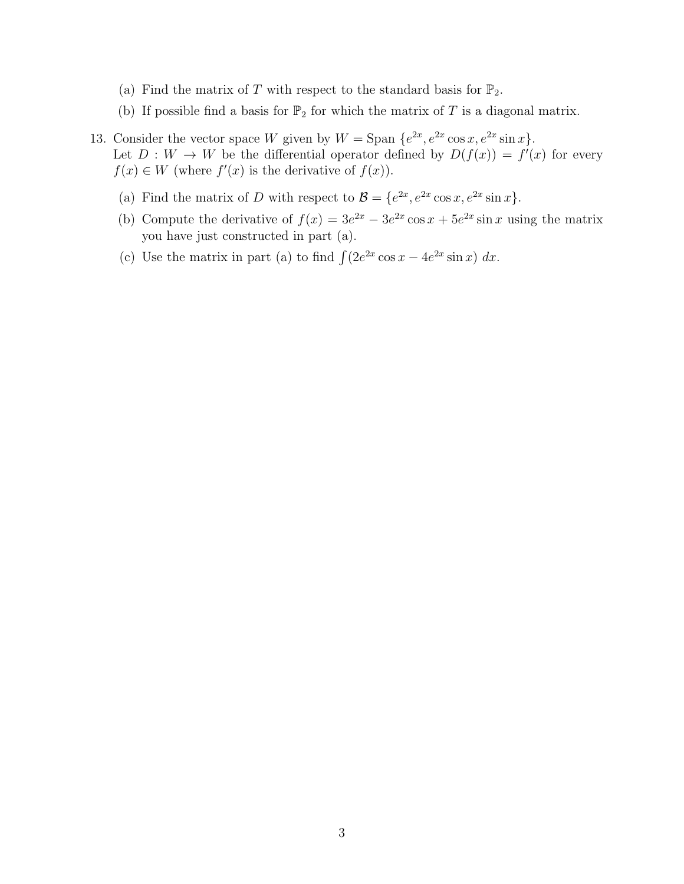(a) Find the matrix of $T$ with respect to the standard basis for $\mathbb{P}_2$.

(b) If possible find a basis for $\mathbb{P}_2$ for which the matrix of $T$ is a diagonal matrix.

13. Consider the vector space $W$ given by $W = \text{Span}\,\{e^{2x}, e^{2x}\cos x, e^{2x}\sin x\}$.
Let $D : W \to W$ be the differential operator defined by $D(f(x)) = f'(x)$ for every $f(x) \in W$ (where $f'(x)$ is the derivative of $f(x)$).

  (a) Find the matrix of $D$ with respect to $\mathcal{B} = \{e^{2x}, e^{2x}\cos x, e^{2x}\sin x\}$.

  (b) Compute the derivative of $f(x) = 3e^{2x} - 3e^{2x}\cos x + 5e^{2x}\sin x$ using the matrix you have just constructed in part (a).

  (c) Use the matrix in part (a) to find $\int (2e^{2x}\cos x - 4e^{2x}\sin x)\, dx$.